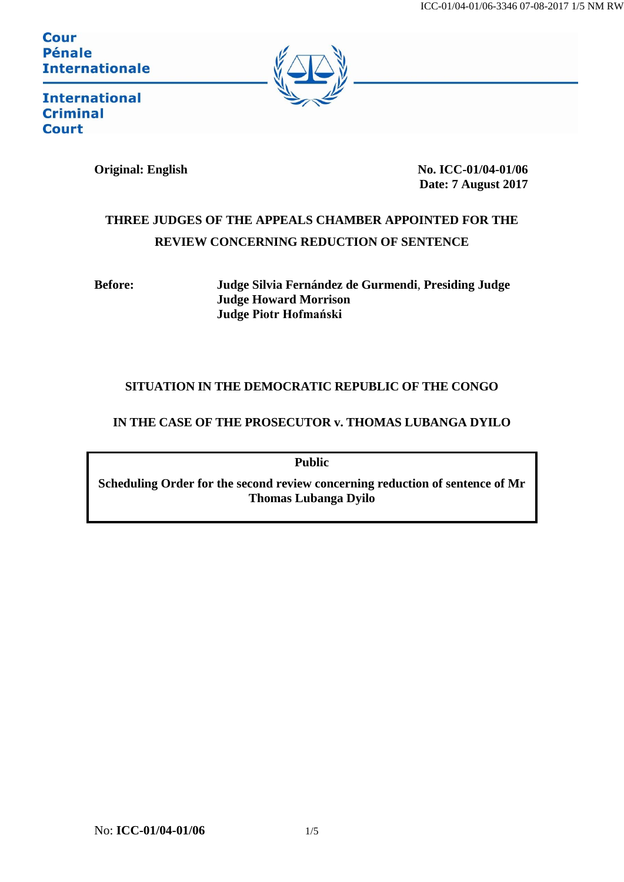Cour Pénale Internationale

International Criminal Court

**Original: English**

**No. ICC-01/04-01/06**
**Date: 7 August 2017**

**THREE JUDGES OF THE APPEALS CHAMBER APPOINTED FOR THE REVIEW CONCERNING REDUCTION OF SENTENCE**

**Before:** **Judge Silvia Fernández de Gurmendi**, **Presiding Judge**
**Judge Howard Morrison**
**Judge Piotr Hofmański**

**SITUATION IN THE DEMOCRATIC REPUBLIC OF THE CONGO**

**IN THE CASE OF THE PROSECUTOR v. THOMAS LUBANGA DYILO**

**Public**

**Scheduling Order for the second review concerning reduction of sentence of Mr Thomas Lubanga Dyilo**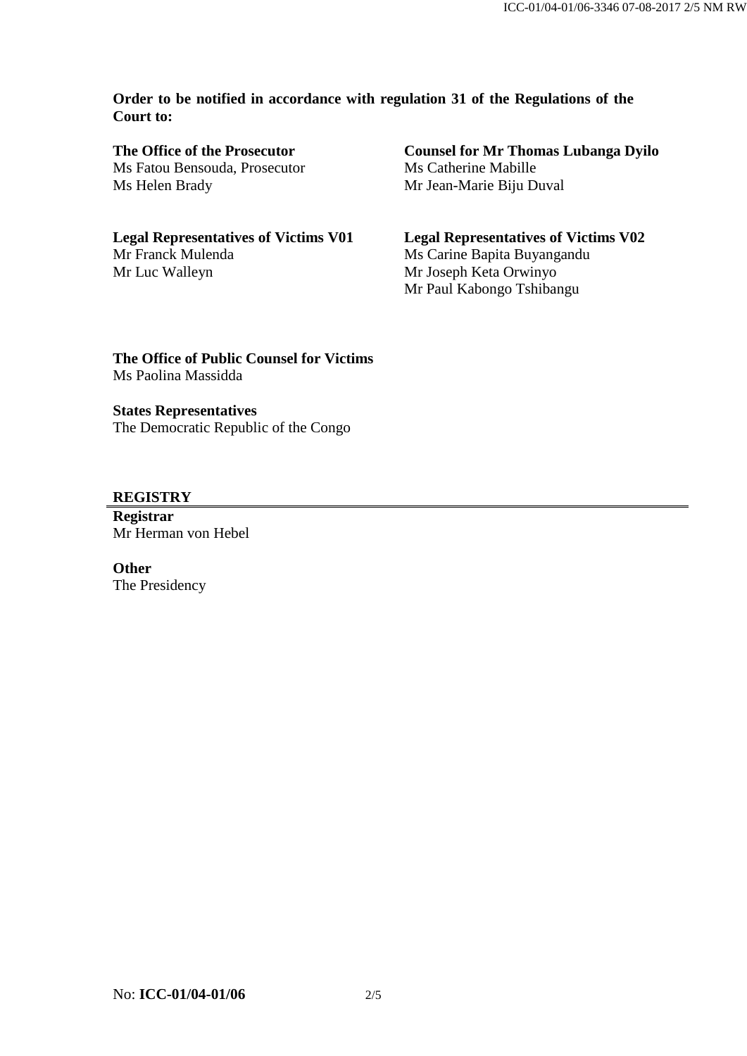**Order to be notified in accordance with regulation 31 of the Regulations of the Court to:**

**The Office of the Prosecutor**
Ms Fatou Bensouda, Prosecutor
Ms Helen Brady

**Counsel for Mr Thomas Lubanga Dyilo**
Ms Catherine Mabille
Mr Jean-Marie Biju Duval

**Legal Representatives of Victims V01**
Mr Franck Mulenda
Mr Luc Walleyn

**Legal Representatives of Victims V02**
Ms Carine Bapita Buyangandu
Mr Joseph Keta Orwinyo
Mr Paul Kabongo Tshibangu

**The Office of Public Counsel for Victims**
Ms Paolina Massidda

**States Representatives**
The Democratic Republic of the Congo

**REGISTRY**

**Registrar**
Mr Herman von Hebel

**Other**
The Presidency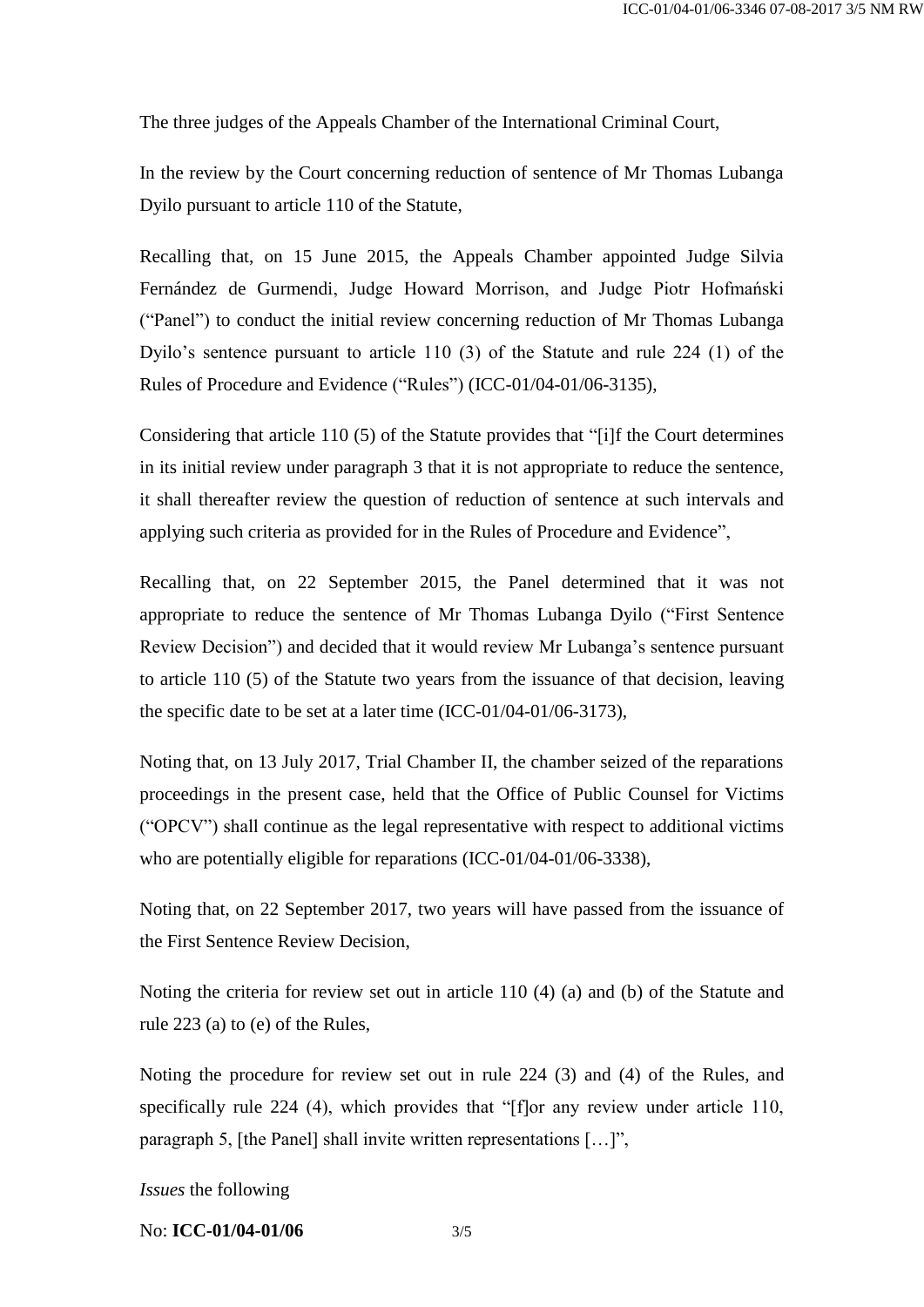The three judges of the Appeals Chamber of the International Criminal Court,

In the review by the Court concerning reduction of sentence of Mr Thomas Lubanga Dyilo pursuant to article 110 of the Statute,

Recalling that, on 15 June 2015, the Appeals Chamber appointed Judge Silvia Fernández de Gurmendi, Judge Howard Morrison, and Judge Piotr Hofmański ("Panel") to conduct the initial review concerning reduction of Mr Thomas Lubanga Dyilo's sentence pursuant to article 110 (3) of the Statute and rule 224 (1) of the Rules of Procedure and Evidence ("Rules") (ICC-01/04-01/06-3135),

Considering that article 110 (5) of the Statute provides that "[i]f the Court determines in its initial review under paragraph 3 that it is not appropriate to reduce the sentence, it shall thereafter review the question of reduction of sentence at such intervals and applying such criteria as provided for in the Rules of Procedure and Evidence",

Recalling that, on 22 September 2015, the Panel determined that it was not appropriate to reduce the sentence of Mr Thomas Lubanga Dyilo ("First Sentence Review Decision") and decided that it would review Mr Lubanga's sentence pursuant to article 110 (5) of the Statute two years from the issuance of that decision, leaving the specific date to be set at a later time (ICC-01/04-01/06-3173),

Noting that, on 13 July 2017, Trial Chamber II, the chamber seized of the reparations proceedings in the present case, held that the Office of Public Counsel for Victims ("OPCV") shall continue as the legal representative with respect to additional victims who are potentially eligible for reparations (ICC-01/04-01/06-3338),

Noting that, on 22 September 2017, two years will have passed from the issuance of the First Sentence Review Decision,

Noting the criteria for review set out in article 110 (4) (a) and (b) of the Statute and rule 223 (a) to (e) of the Rules,

Noting the procedure for review set out in rule 224 (3) and (4) of the Rules, and specifically rule 224 (4), which provides that "[f]or any review under article 110, paragraph 5, [the Panel] shall invite written representations […]",

*Issues* the following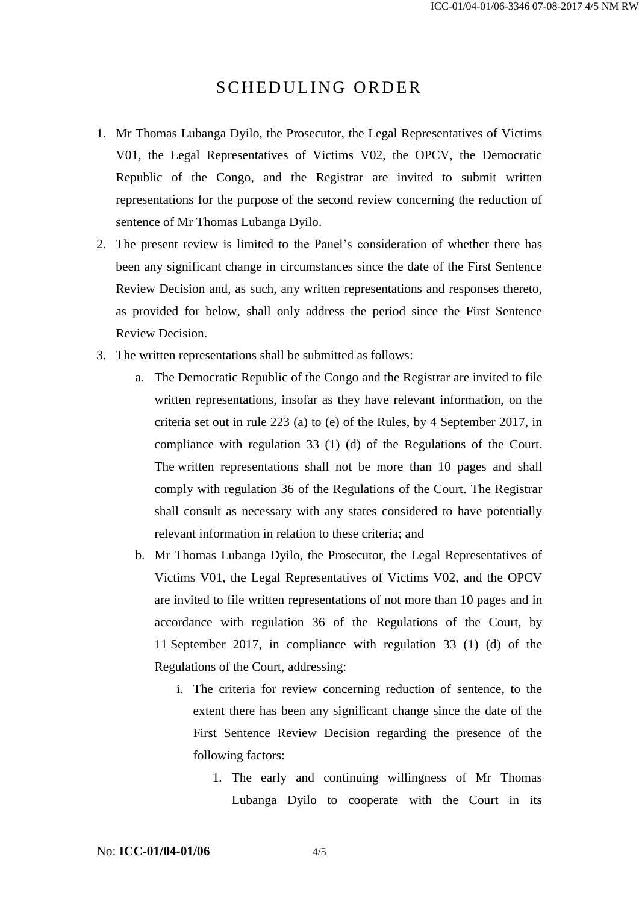# SCHEDULING ORDER

1. Mr Thomas Lubanga Dyilo, the Prosecutor, the Legal Representatives of Victims V01, the Legal Representatives of Victims V02, the OPCV, the Democratic Republic of the Congo, and the Registrar are invited to submit written representations for the purpose of the second review concerning the reduction of sentence of Mr Thomas Lubanga Dyilo.
2. The present review is limited to the Panel's consideration of whether there has been any significant change in circumstances since the date of the First Sentence Review Decision and, as such, any written representations and responses thereto, as provided for below, shall only address the period since the First Sentence Review Decision.
3. The written representations shall be submitted as follows:
   a. The Democratic Republic of the Congo and the Registrar are invited to file written representations, insofar as they have relevant information, on the criteria set out in rule 223 (a) to (e) of the Rules, by 4 September 2017, in compliance with regulation 33 (1) (d) of the Regulations of the Court. The written representations shall not be more than 10 pages and shall comply with regulation 36 of the Regulations of the Court. The Registrar shall consult as necessary with any states considered to have potentially relevant information in relation to these criteria; and
   b. Mr Thomas Lubanga Dyilo, the Prosecutor, the Legal Representatives of Victims V01, the Legal Representatives of Victims V02, and the OPCV are invited to file written representations of not more than 10 pages and in accordance with regulation 36 of the Regulations of the Court, by 11 September 2017, in compliance with regulation 33 (1) (d) of the Regulations of the Court, addressing:
      i. The criteria for review concerning reduction of sentence, to the extent there has been any significant change since the date of the First Sentence Review Decision regarding the presence of the following factors:
         1. The early and continuing willingness of Mr Thomas Lubanga Dyilo to cooperate with the Court in its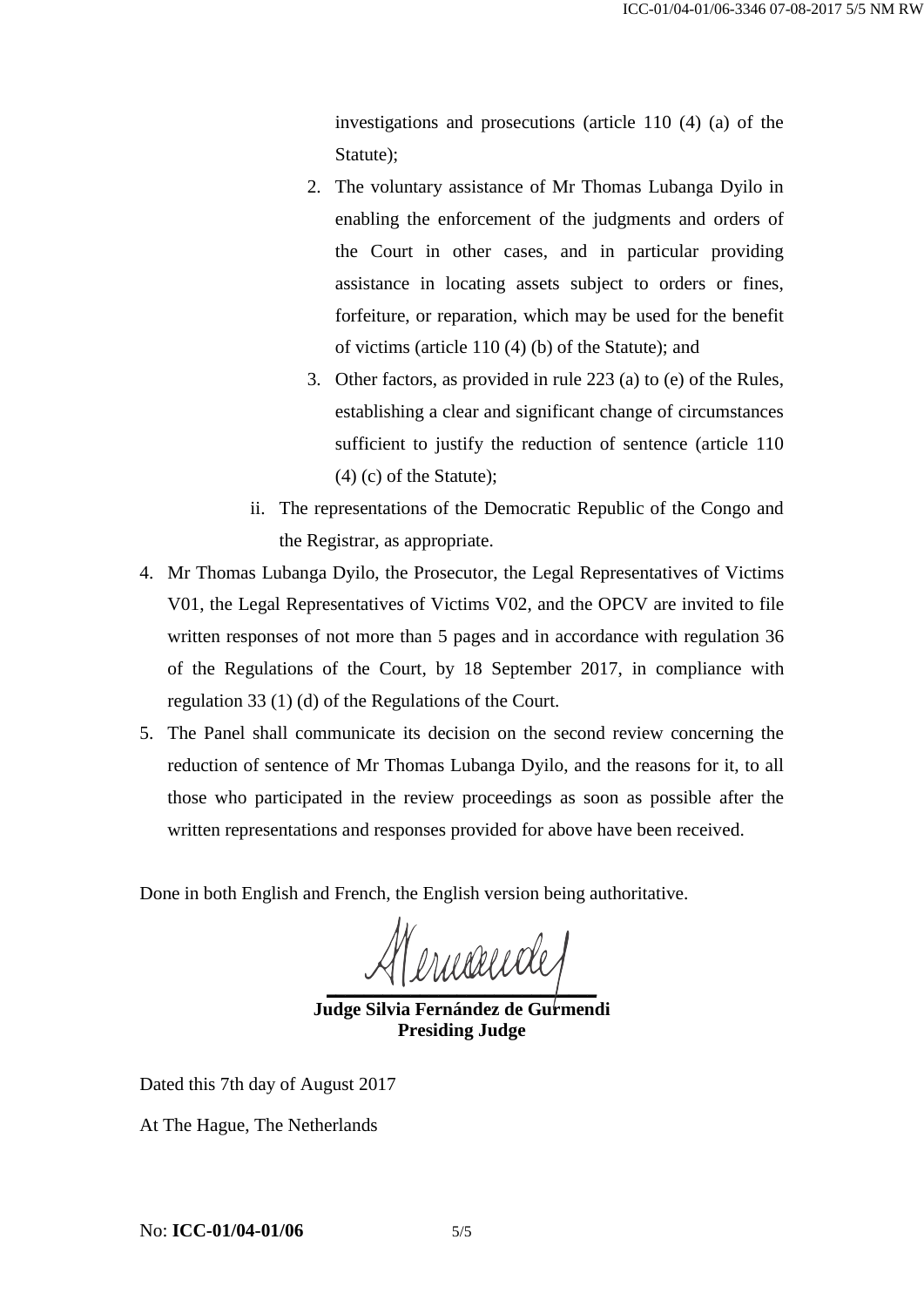investigations and prosecutions (article 110 (4) (a) of the Statute);

2. The voluntary assistance of Mr Thomas Lubanga Dyilo in enabling the enforcement of the judgments and orders of the Court in other cases, and in particular providing assistance in locating assets subject to orders or fines, forfeiture, or reparation, which may be used for the benefit of victims (article 110 (4) (b) of the Statute); and
3. Other factors, as provided in rule 223 (a) to (e) of the Rules, establishing a clear and significant change of circumstances sufficient to justify the reduction of sentence (article 110 (4) (c) of the Statute);

ii. The representations of the Democratic Republic of the Congo and the Registrar, as appropriate.

4. Mr Thomas Lubanga Dyilo, the Prosecutor, the Legal Representatives of Victims V01, the Legal Representatives of Victims V02, and the OPCV are invited to file written responses of not more than 5 pages and in accordance with regulation 36 of the Regulations of the Court, by 18 September 2017, in compliance with regulation 33 (1) (d) of the Regulations of the Court.
5. The Panel shall communicate its decision on the second review concerning the reduction of sentence of Mr Thomas Lubanga Dyilo, and the reasons for it, to all those who participated in the review proceedings as soon as possible after the written representations and responses provided for above have been received.

Done in both English and French, the English version being authoritative.

**Judge Silvia Fernández de Gurmendi**
**Presiding Judge**

Dated this 7th day of August 2017

At The Hague, The Netherlands